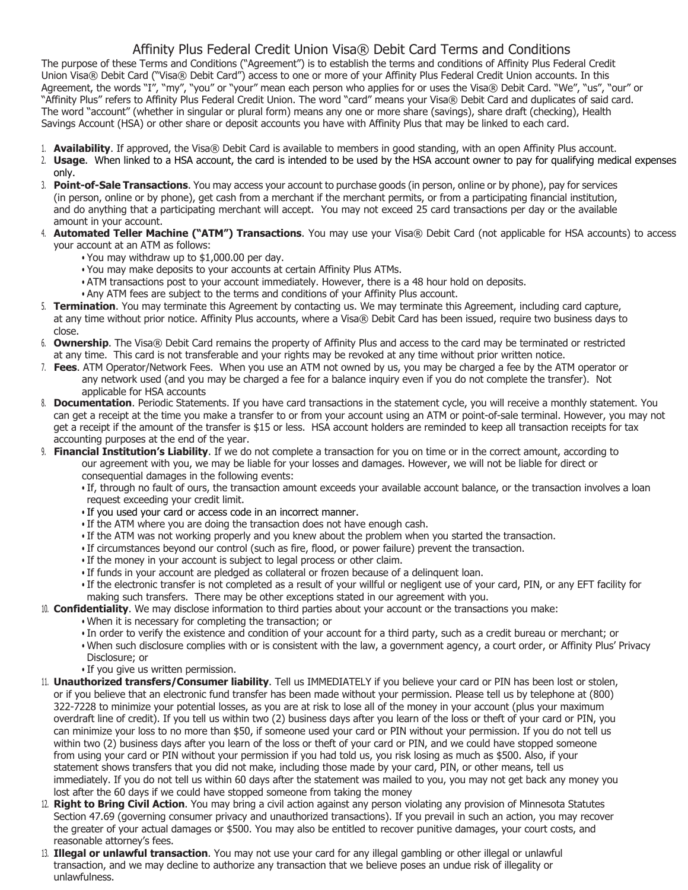# Affinity Plus Federal Credit Union Visa® Debit Card Terms and Conditions

The purpose of these Terms and Conditions ("Agreement") is to establish the terms and conditions of Affinity Plus Federal Credit Union Visa® Debit Card ("Visa® Debit Card") access to one or more of your Affinity Plus Federal Credit Union accounts. In this Agreement, the words "I", "my", "you" or "your" mean each person who applies for or uses the Visa® Debit Card. "We", "us", "our" or "Affinity Plus" refers to Affinity Plus Federal Credit Union. The word "card" means your Visa® Debit Card and duplicates of said card. The word "account" (whether in singular or plural form) means any one or more share (savings), share draft (checking), Health Savings Account (HSA) or other share or deposit accounts you have with Affinity Plus that may be linked to each card.

1. **Availability**. If approved, the Visa® Debit Card is available to members in good standing, with an open Affinity Plus account.
2. **Usage**. When linked to a HSA account, the card is intended to be used by the HSA account owner to pay for qualifying medical expenses only.
3. **Point-of-Sale Transactions**. You may access your account to purchase goods (in person, online or by phone), pay for services (in person, online or by phone), get cash from a merchant if the merchant permits, or from a participating financial institution, and do anything that a participating merchant will accept. You may not exceed 25 card transactions per day or the available amount in your account.
4. **Automated Teller Machine ("ATM") Transactions**. You may use your Visa® Debit Card (not applicable for HSA accounts) to access your account at an ATM as follows:
   - You may withdraw up to $1,000.00 per day.
   - You may make deposits to your accounts at certain Affinity Plus ATMs.
   - ATM transactions post to your account immediately. However, there is a 48 hour hold on deposits.
   - Any ATM fees are subject to the terms and conditions of your Affinity Plus account.
5. **Termination**. You may terminate this Agreement by contacting us. We may terminate this Agreement, including card capture, at any time without prior notice. Affinity Plus accounts, where a Visa® Debit Card has been issued, require two business days to close.
6. **Ownership**. The Visa® Debit Card remains the property of Affinity Plus and access to the card may be terminated or restricted at any time. This card is not transferable and your rights may be revoked at any time without prior written notice.
7. **Fees**. ATM Operator/Network Fees. When you use an ATM not owned by us, you may be charged a fee by the ATM operator or any network used (and you may be charged a fee for a balance inquiry even if you do not complete the transfer). Not applicable for HSA accounts
8. **Documentation**. Periodic Statements. If you have card transactions in the statement cycle, you will receive a monthly statement. You can get a receipt at the time you make a transfer to or from your account using an ATM or point-of-sale terminal. However, you may not get a receipt if the amount of the transfer is $15 or less. HSA account holders are reminded to keep all transaction receipts for tax accounting purposes at the end of the year.
9. **Financial Institution's Liability**. If we do not complete a transaction for you on time or in the correct amount, according to our agreement with you, we may be liable for your losses and damages. However, we will not be liable for direct or consequential damages in the following events:
   - If, through no fault of ours, the transaction amount exceeds your available account balance, or the transaction involves a loan request exceeding your credit limit.
   - If you used your card or access code in an incorrect manner.
   - If the ATM where you are doing the transaction does not have enough cash.
   - If the ATM was not working properly and you knew about the problem when you started the transaction.
   - If circumstances beyond our control (such as fire, flood, or power failure) prevent the transaction.
   - If the money in your account is subject to legal process or other claim.
   - If funds in your account are pledged as collateral or frozen because of a delinquent loan.
   - If the electronic transfer is not completed as a result of your willful or negligent use of your card, PIN, or any EFT facility for making such transfers. There may be other exceptions stated in our agreement with you.
10. **Confidentiality**. We may disclose information to third parties about your account or the transactions you make:
    - When it is necessary for completing the transaction; or
    - In order to verify the existence and condition of your account for a third party, such as a credit bureau or merchant; or
    - When such disclosure complies with or is consistent with the law, a government agency, a court order, or Affinity Plus' Privacy Disclosure; or
    - If you give us written permission.
11. **Unauthorized transfers/Consumer liability**. Tell us IMMEDIATELY if you believe your card or PIN has been lost or stolen, or if you believe that an electronic fund transfer has been made without your permission. Please tell us by telephone at (800) 322-7228 to minimize your potential losses, as you are at risk to lose all of the money in your account (plus your maximum overdraft line of credit). If you tell us within two (2) business days after you learn of the loss or theft of your card or PIN, you can minimize your loss to no more than $50, if someone used your card or PIN without your permission. If you do not tell us within two (2) business days after you learn of the loss or theft of your card or PIN, and we could have stopped someone from using your card or PIN without your permission if you had told us, you risk losing as much as $500. Also, if your statement shows transfers that you did not make, including those made by your card, PIN, or other means, tell us immediately. If you do not tell us within 60 days after the statement was mailed to you, you may not get back any money you lost after the 60 days if we could have stopped someone from taking the money
12. **Right to Bring Civil Action**. You may bring a civil action against any person violating any provision of Minnesota Statutes Section 47.69 (governing consumer privacy and unauthorized transactions). If you prevail in such an action, you may recover the greater of your actual damages or $500. You may also be entitled to recover punitive damages, your court costs, and reasonable attorney's fees.
13. **Illegal or unlawful transaction**. You may not use your card for any illegal gambling or other illegal or unlawful transaction, and we may decline to authorize any transaction that we believe poses an undue risk of illegality or unlawfulness.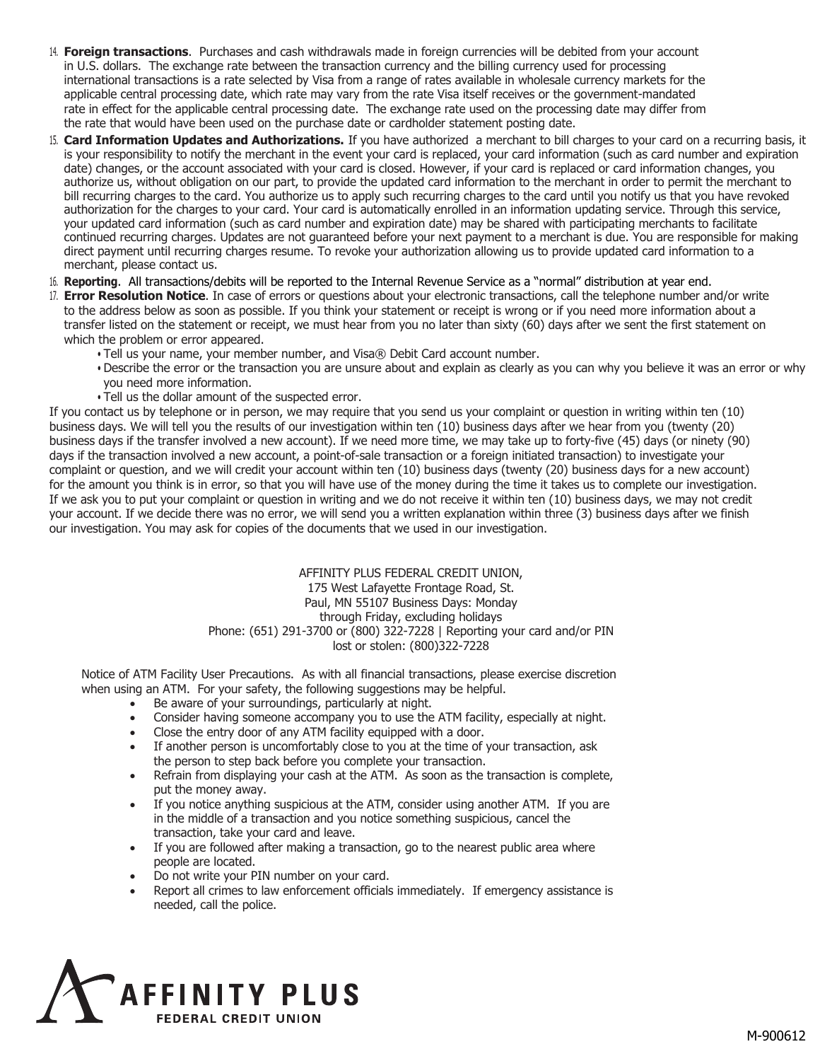14. **Foreign transactions**. Purchases and cash withdrawals made in foreign currencies will be debited from your account in U.S. dollars. The exchange rate between the transaction currency and the billing currency used for processing international transactions is a rate selected by Visa from a range of rates available in wholesale currency markets for the applicable central processing date, which rate may vary from the rate Visa itself receives or the government-mandated rate in effect for the applicable central processing date. The exchange rate used on the processing date may differ from the rate that would have been used on the purchase date or cardholder statement posting date.
15. **Card Information Updates and Authorizations.** If you have authorized a merchant to bill charges to your card on a recurring basis, it is your responsibility to notify the merchant in the event your card is replaced, your card information (such as card number and expiration date) changes, or the account associated with your card is closed. However, if your card is replaced or card information changes, you authorize us, without obligation on our part, to provide the updated card information to the merchant in order to permit the merchant to bill recurring charges to the card. You authorize us to apply such recurring charges to the card until you notify us that you have revoked authorization for the charges to your card. Your card is automatically enrolled in an information updating service. Through this service, your updated card information (such as card number and expiration date) may be shared with participating merchants to facilitate continued recurring charges. Updates are not guaranteed before your next payment to a merchant is due. You are responsible for making direct payment until recurring charges resume. To revoke your authorization allowing us to provide updated card information to a merchant, please contact us.
16. **Reporting**. All transactions/debits will be reported to the Internal Revenue Service as a "normal" distribution at year end.
17. **Error Resolution Notice**. In case of errors or questions about your electronic transactions, call the telephone number and/or write to the address below as soon as possible. If you think your statement or receipt is wrong or if you need more information about a transfer listed on the statement or receipt, we must hear from you no later than sixty (60) days after we sent the first statement on which the problem or error appeared.
    - Tell us your name, your member number, and Visa® Debit Card account number.
    - Describe the error or the transaction you are unsure about and explain as clearly as you can why you believe it was an error or why you need more information.
    - Tell us the dollar amount of the suspected error.

If you contact us by telephone or in person, we may require that you send us your complaint or question in writing within ten (10) business days. We will tell you the results of our investigation within ten (10) business days after we hear from you (twenty (20) business days if the transfer involved a new account). If we need more time, we may take up to forty-five (45) days (or ninety (90) days if the transaction involved a new account, a point-of-sale transaction or a foreign initiated transaction) to investigate your complaint or question, and we will credit your account within ten (10) business days (twenty (20) business days for a new account) for the amount you think is in error, so that you will have use of the money during the time it takes us to complete our investigation. If we ask you to put your complaint or question in writing and we do not receive it within ten (10) business days, we may not credit your account. If we decide there was no error, we will send you a written explanation within three (3) business days after we finish our investigation. You may ask for copies of the documents that we used in our investigation.

AFFINITY PLUS FEDERAL CREDIT UNION,
175 West Lafayette Frontage Road, St.
Paul, MN 55107 Business Days: Monday
through Friday, excluding holidays
Phone: (651) 291-3700 or (800) 322-7228 | Reporting your card and/or PIN
lost or stolen: (800)322-7228

Notice of ATM Facility User Precautions. As with all financial transactions, please exercise discretion when using an ATM. For your safety, the following suggestions may be helpful.

- Be aware of your surroundings, particularly at night.
- Consider having someone accompany you to use the ATM facility, especially at night.
- Close the entry door of any ATM facility equipped with a door.
- If another person is uncomfortably close to you at the time of your transaction, ask the person to step back before you complete your transaction.
- Refrain from displaying your cash at the ATM. As soon as the transaction is complete, put the money away.
- If you notice anything suspicious at the ATM, consider using another ATM. If you are in the middle of a transaction and you notice something suspicious, cancel the transaction, take your card and leave.
- If you are followed after making a transaction, go to the nearest public area where people are located.
- Do not write your PIN number on your card.
- Report all crimes to law enforcement officials immediately. If emergency assistance is needed, call the police.

AFFINITY PLUS
FEDERAL CREDIT UNION

M-900612